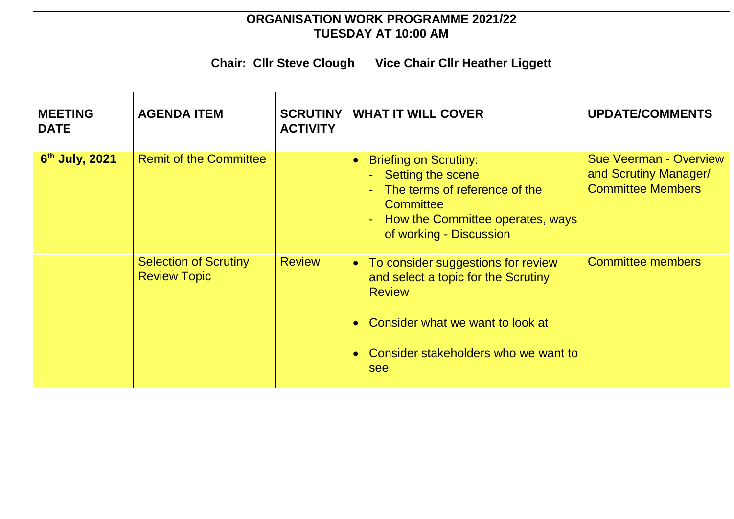# ORGANISATION WORK PROGRAMME 2021/22
## TUESDAY AT 10:00 AM

**Chair: Cllr Steve Clough  Vice Chair Cllr Heather Liggett**

| MEETING DATE | AGENDA ITEM | SCRUTINY ACTIVITY | WHAT IT WILL COVER | UPDATE/COMMENTS |
|---|---|---|---|---|
| **6th July, 2021** | Remit of the Committee | | • Briefing on Scrutiny:<br>- Setting the scene<br>- The terms of reference of the Committee<br>- How the Committee operates, ways of working - Discussion | Sue Veerman - Overview and Scrutiny Manager/ Committee Members |
| | Selection of Scrutiny Review Topic | Review | • To consider suggestions for review and select a topic for the Scrutiny Review<br>• Consider what we want to look at<br>• Consider stakeholders who we want to see | Committee members |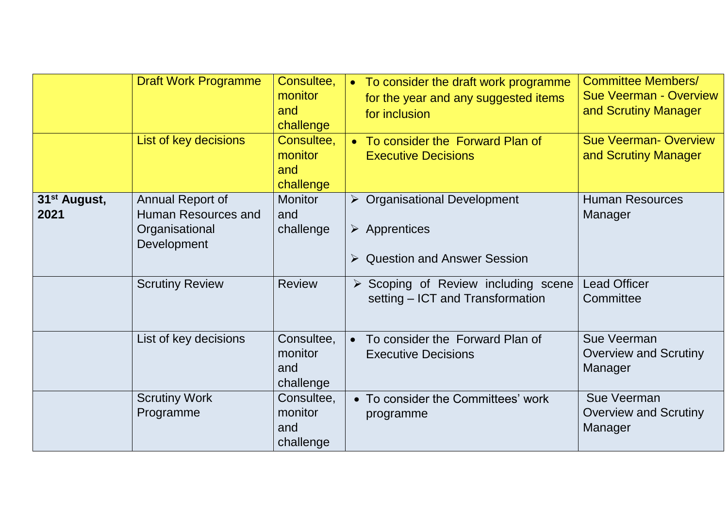| | | | | |
|---|---|---|---|---|
| | Draft Work Programme | Consultee, monitor and challenge | • To consider the draft work programme for the year and any suggested items for inclusion | Committee Members/ Sue Veerman - Overview and Scrutiny Manager |
| | List of key decisions | Consultee, monitor and challenge | • To consider the Forward Plan of Executive Decisions | Sue Veerman- Overview and Scrutiny Manager |
| **31st August, 2021** | Annual Report of Human Resources and Organisational Development | Monitor and challenge | ➢ Organisational Development<br><br>➢ Apprentices<br><br>➢ Question and Answer Session | Human Resources Manager |
| | Scrutiny Review | Review | ➢ Scoping of Review including scene setting – ICT and Transformation | Lead Officer Committee |
| | List of key decisions | Consultee, monitor and challenge | • To consider the Forward Plan of Executive Decisions | Sue Veerman Overview and Scrutiny Manager |
| | Scrutiny Work Programme | Consultee, monitor and challenge | • To consider the Committees' work programme | Sue Veerman Overview and Scrutiny Manager |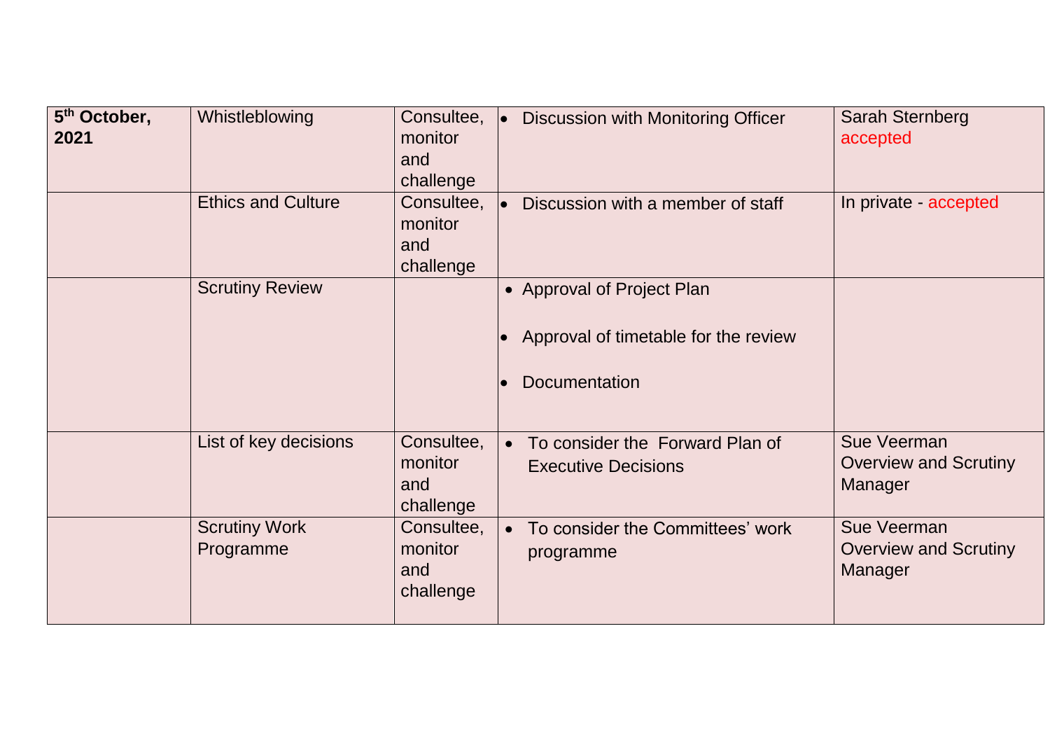| | | | | |
|---|---|---|---|---|
| **5th October, 2021** | Whistleblowing | Consultee, monitor and challenge | • Discussion with Monitoring Officer | Sarah Sternberg accepted |
| | Ethics and Culture | Consultee, monitor and challenge | • Discussion with a member of staff | In private - accepted |
| | Scrutiny Review | | • Approval of Project Plan<br>• Approval of timetable for the review<br>• Documentation | |
| | List of key decisions | Consultee, monitor and challenge | • To consider the Forward Plan of Executive Decisions | Sue Veerman Overview and Scrutiny Manager |
| | Scrutiny Work Programme | Consultee, monitor and challenge | • To consider the Committees' work programme | Sue Veerman Overview and Scrutiny Manager |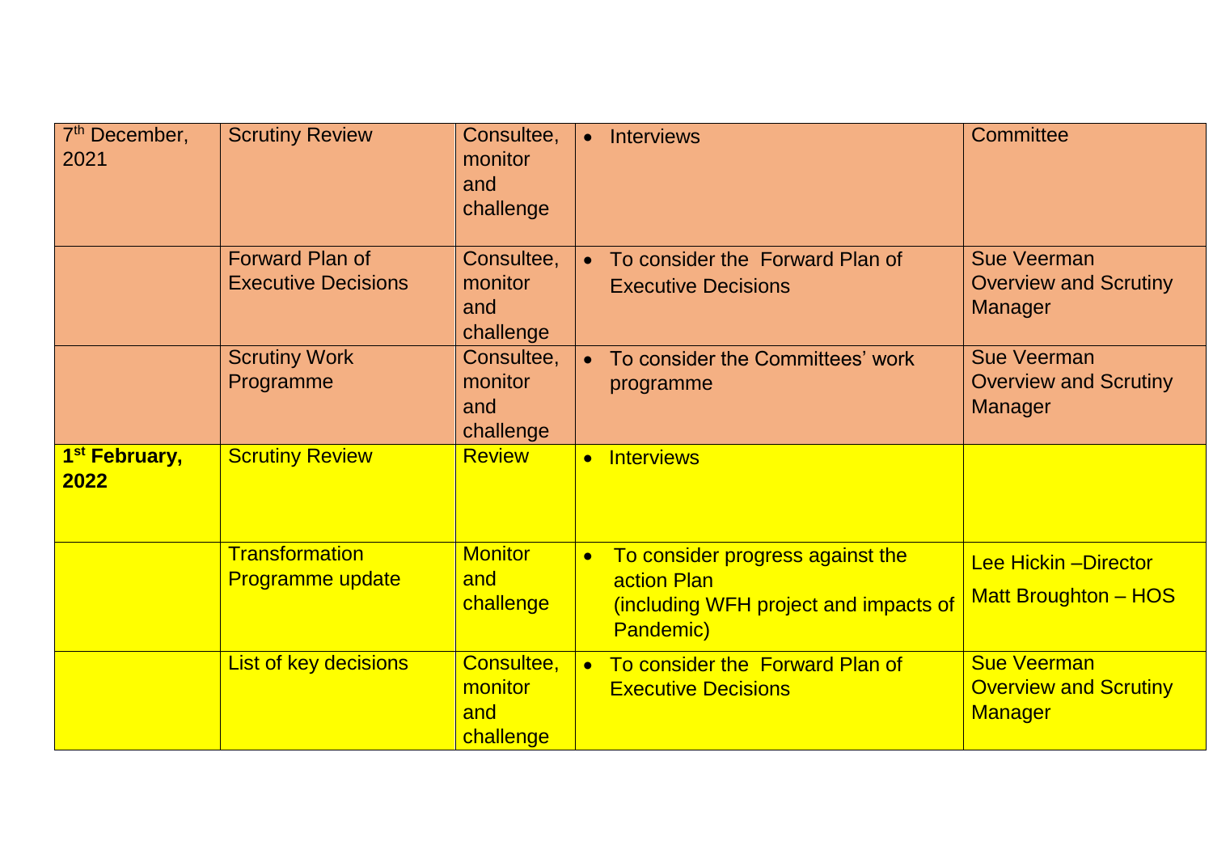| | | | | |
|---|---|---|---|---|
| 7th December, 2021 | Scrutiny Review | Consultee, monitor and challenge | • Interviews | Committee |
| | Forward Plan of Executive Decisions | Consultee, monitor and challenge | • To consider the Forward Plan of Executive Decisions | Sue Veerman Overview and Scrutiny Manager |
| | Scrutiny Work Programme | Consultee, monitor and challenge | • To consider the Committees' work programme | Sue Veerman Overview and Scrutiny Manager |
| **1st February, 2022** | Scrutiny Review | Review | • Interviews | |
| | Transformation Programme update | Monitor and challenge | • To consider progress against the action Plan (including WFH project and impacts of Pandemic) | Lee Hickin –Director<br>Matt Broughton – HOS |
| | List of key decisions | Consultee, monitor and challenge | • To consider the Forward Plan of Executive Decisions | Sue Veerman Overview and Scrutiny Manager |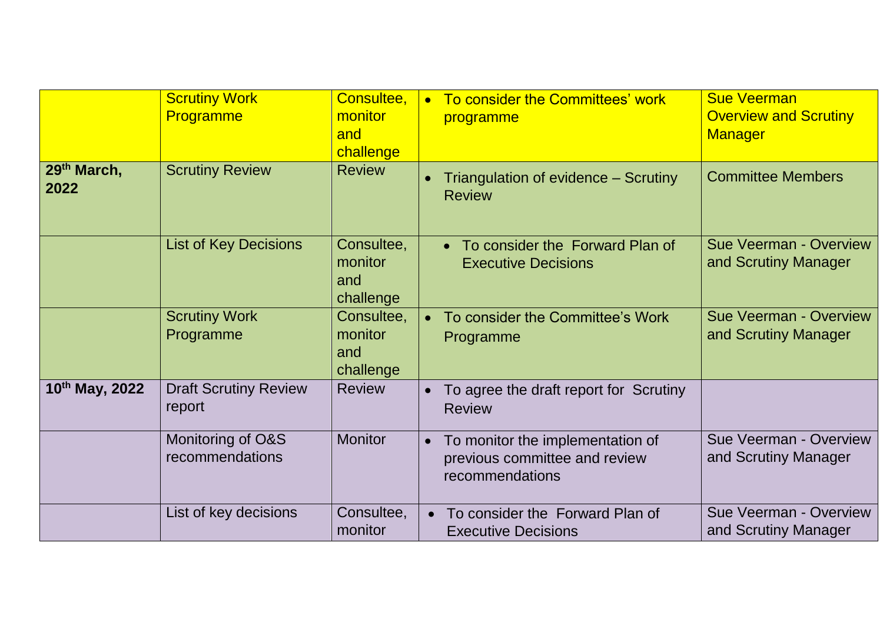| | | | | |
|---|---|---|---|---|
| | Scrutiny Work Programme | Consultee, monitor and challenge | • To consider the Committees' work programme | Sue Veerman Overview and Scrutiny Manager |
| **29th March, 2022** | Scrutiny Review | Review | • Triangulation of evidence – Scrutiny Review | Committee Members |
| | List of Key Decisions | Consultee, monitor and challenge | • To consider the Forward Plan of Executive Decisions | Sue Veerman - Overview and Scrutiny Manager |
| | Scrutiny Work Programme | Consultee, monitor and challenge | • To consider the Committee's Work Programme | Sue Veerman - Overview and Scrutiny Manager |
| **10th May, 2022** | Draft Scrutiny Review report | Review | • To agree the draft report for Scrutiny Review | |
| | Monitoring of O&S recommendations | Monitor | • To monitor the implementation of previous committee and review recommendations | Sue Veerman - Overview and Scrutiny Manager |
| | List of key decisions | Consultee, monitor | • To consider the Forward Plan of Executive Decisions | Sue Veerman - Overview and Scrutiny Manager |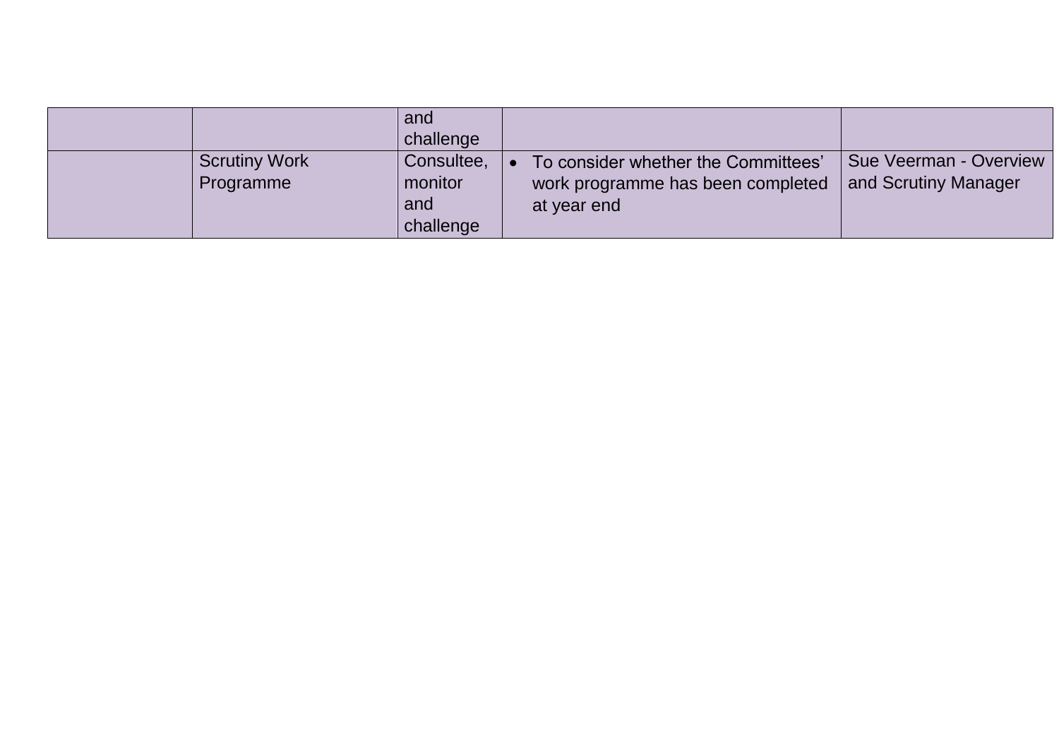| | | | | |
|---|---|---|---|---|
| | | and challenge | | |
| | Scrutiny Work Programme | Consultee, monitor and challenge | • To consider whether the Committees' work programme has been completed at year end | Sue Veerman - Overview and Scrutiny Manager |